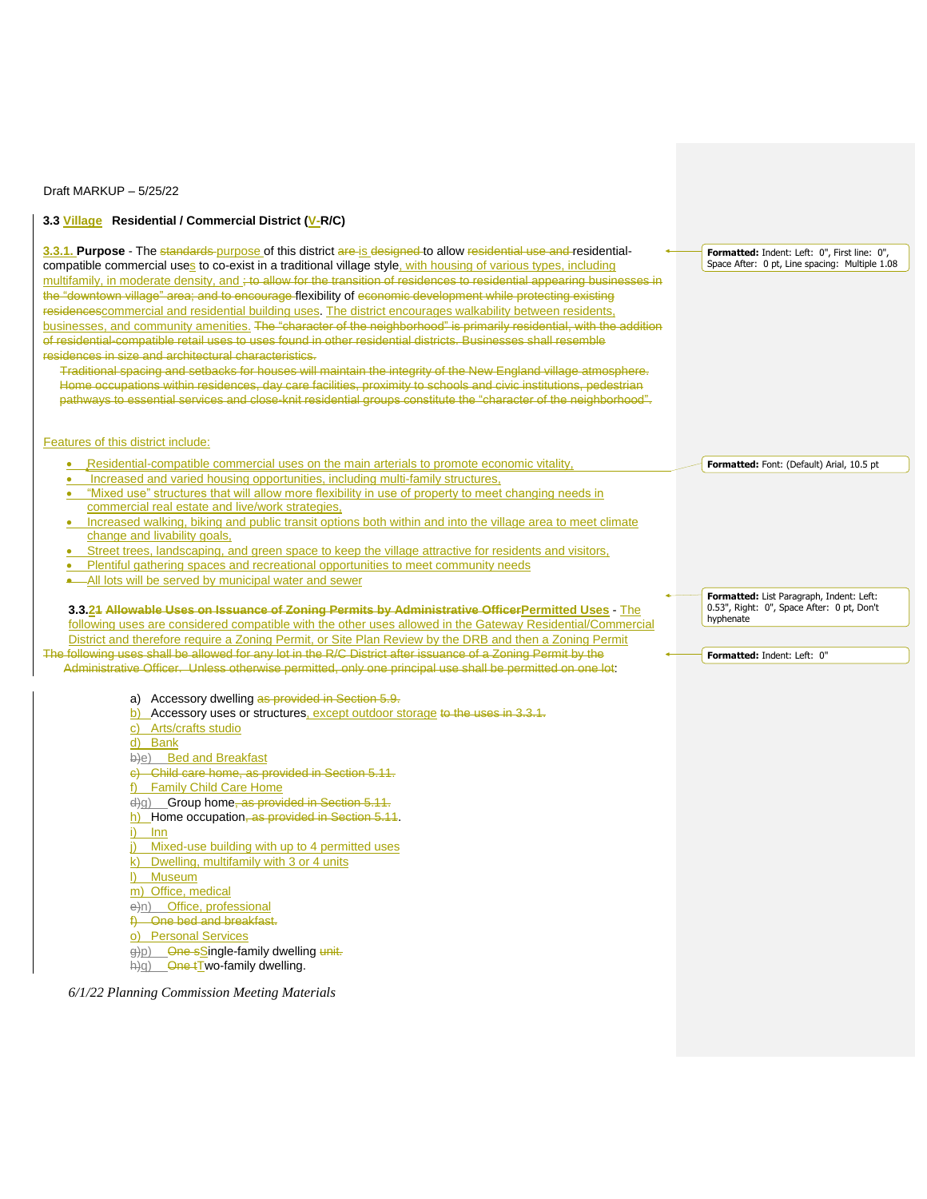### 3.3 Village Residential / Commercial District (V-R/C)

**3.3.1. Purpose** - The ~~standards~~ purpose of this district ~~are~~ is ~~designed~~ to allow ~~residential use and~~ residential-compatible commercial uses to co-exist in a traditional village style, with housing of various types, including multifamily, in moderate density, and ~~; to allow for the transition of residences to residential appearing businesses in the "downtown village" area; and to encourage~~ flexibility of ~~economic development while protecting existing residences~~commercial and residential building uses. The district encourages walkability between residents, businesses, and community amenities. ~~The "character of the neighborhood" is primarily residential, with the addition of residential-compatible retail uses to uses found in other residential districts. Businesses shall resemble residences in size and architectural characteristics.~~

~~Traditional spacing and setbacks for houses will maintain the integrity of the New England village atmosphere. Home occupations within residences, day care facilities, proximity to schools and civic institutions, pedestrian pathways to essential services and close-knit residential groups constitute the "character of the neighborhood".~~

Features of this district include:

- Residential-compatible commercial uses on the main arterials to promote economic vitality,
- Increased and varied housing opportunities, including multi-family structures,
- "Mixed use" structures that will allow more flexibility in use of property to meet changing needs in commercial real estate and live/work strategies,
- Increased walking, biking and public transit options both within and into the village area to meet climate change and livability goals,
- Street trees, landscaping, and green space to keep the village attractive for residents and visitors,
- Plentiful gathering spaces and recreational opportunities to meet community needs
- All lots will be served by municipal water and sewer

**3.3.~~2~~1 ~~Allowable Uses on Issuance of Zoning Permits by Administrative Officer~~Permitted Uses** - The following uses are considered compatible with the other uses allowed in the Gateway Residential/Commercial District and therefore require a Zoning Permit, or Site Plan Review by the DRB and then a Zoning Permit ~~The following uses shall be allowed for any lot in the R/C District after issuance of a Zoning Permit by the Administrative Officer. Unless otherwise permitted, only one principal use shall be permitted on one lot~~:

a) Accessory dwelling ~~as provided in Section 5.9.~~
b) Accessory uses or structures, except outdoor storage ~~to the uses in 3.3.1.~~
c) Arts/crafts studio
d) Bank
~~b)~~e) Bed and Breakfast
~~c) Child care home, as provided in Section 5.11.~~
f) Family Child Care Home
~~d)~~g) Group home~~, as provided in Section 5.11.~~
h) Home occupation~~, as provided in Section 5.11~~.
i) Inn
j) Mixed-use building with up to 4 permitted uses
k) Dwelling, multifamily with 3 or 4 units
l) Museum
m) Office, medical
~~e)~~n) Office, professional
~~f) One bed and breakfast.~~
o) Personal Services
~~g)~~p) ~~One s~~Single-family dwelling ~~unit.~~
~~h)~~q) ~~One t~~Two-family dwelling.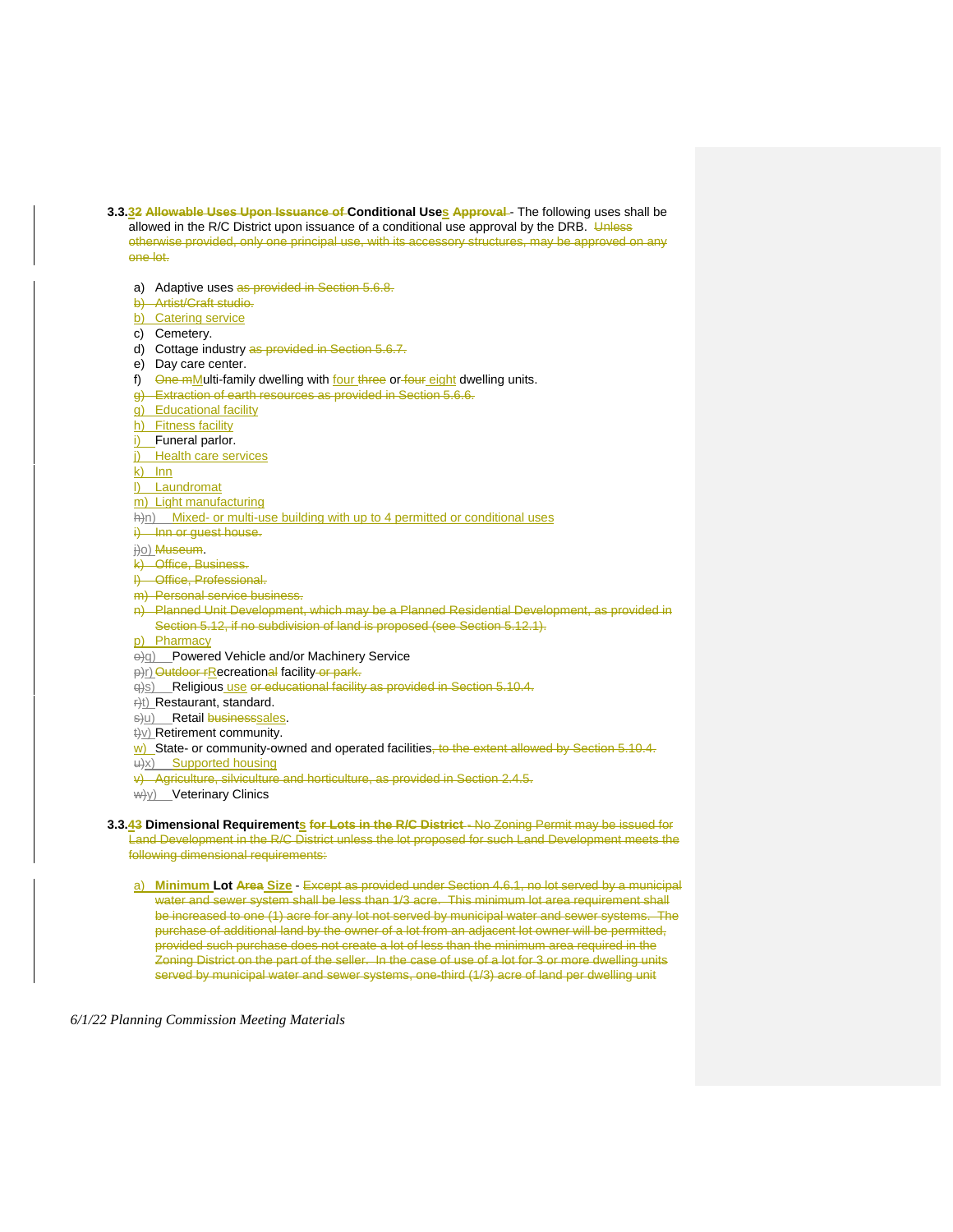**3.3.3~~2~~ ~~Allowable Uses Upon Issuance of~~ Conditional Uses ~~Approval~~** - The following uses shall be allowed in the R/C District upon issuance of a conditional use approval by the DRB. ~~Unless otherwise provided, only one principal use, with its accessory structures, may be approved on any one lot.~~

a) Adaptive uses ~~as provided in Section 5.6.8.~~
~~b) Artist/Craft studio.~~
b) Catering service
c) Cemetery.
d) Cottage industry ~~as provided in Section 5.6.7.~~
e) Day care center.
f) ~~One m~~Multi-family dwelling with four ~~three~~ or ~~four~~ eight dwelling units.
~~g) Extraction of earth resources as provided in Section 5.6.6.~~
g) Educational facility
h) Fitness facility
i) Funeral parlor.
j) Health care services
k) Inn
l) Laundromat
m) Light manufacturing
~~h)~~n) Mixed- or multi-use building with up to 4 permitted or conditional uses
~~i) Inn or guest house.~~
~~j)~~o) ~~Museum~~.
~~k) Office, Business.~~
~~l) Office, Professional.~~
~~m) Personal service business.~~
~~n) Planned Unit Development, which may be a Planned Residential Development, as provided in Section 5.12, if no subdivision of land is proposed (see Section 5.12.1).~~
p) Pharmacy
~~o)~~q) Powered Vehicle and/or Machinery Service
~~p)~~r) ~~Outdoor r~~Recreation~~al~~ facility ~~or park.~~
~~q)~~s) Religious use ~~or educational facility as provided in Section 5.10.4.~~
~~r)~~t) Restaurant, standard.
~~s)~~u) Retail ~~business~~sales.
~~t)~~v) Retirement community.
w) State- or community-owned and operated facilities~~, to the extent allowed by Section 5.10.4.~~
~~u)~~x) Supported housing
~~v) Agriculture, silviculture and horticulture, as provided in Section 2.4.5.~~
~~w)~~y) Veterinary Clinics

**3.3.4~~3~~ Dimensional Requirements ~~for Lots in the R/C District~~** ~~- No Zoning Permit may be issued for Land Development in the R/C District unless the lot proposed for such Land Development meets the following dimensional requirements:~~

a) **Minimum Lot ~~Area~~ Size -** ~~Except as provided under Section 4.6.1, no lot served by a municipal water and sewer system shall be less than 1/3 acre. This minimum lot area requirement shall be increased to one (1) acre for any lot not served by municipal water and sewer systems. The purchase of additional land by the owner of a lot from an adjacent lot owner will be permitted, provided such purchase does not create a lot of less than the minimum area required in the Zoning District on the part of the seller. In the case of use of a lot for 3 or more dwelling units served by municipal water and sewer systems, one-third (1/3) acre of land per dwelling unit~~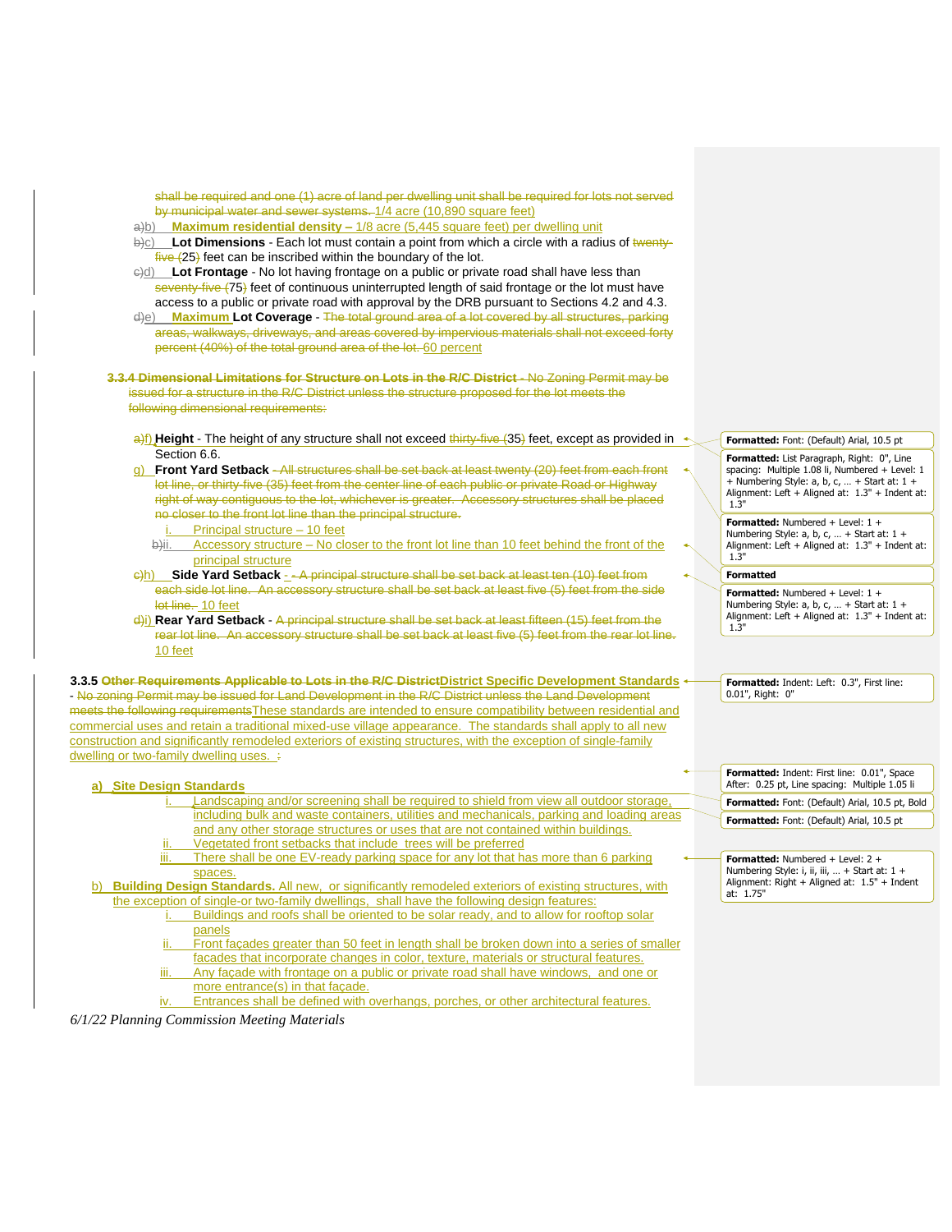shall be required and one (1) acre of land per dwelling unit shall be required for lots not served by municipal water and sewer systems. 1/4 acre (10,890 square feet)

a)b) **Maximum residential density –** 1/8 acre (5,445 square feet) per dwelling unit

b)c) **Lot Dimensions** - Each lot must contain a point from which a circle with a radius of twenty-five (25) feet can be inscribed within the boundary of the lot.

c)d) **Lot Frontage** - No lot having frontage on a public or private road shall have less than seventy-five (75) feet of continuous uninterrupted length of said frontage or the lot must have access to a public or private road with approval by the DRB pursuant to Sections 4.2 and 4.3.

d)e) **Maximum Lot Coverage** - The total ground area of a lot covered by all structures, parking areas, walkways, driveways, and areas covered by impervious materials shall not exceed forty percent (40%) of the total ground area of the lot. 60 percent

**3.3.4 Dimensional Limitations for Structure on Lots in the R/C District** - No Zoning Permit may be issued for a structure in the R/C District unless the structure proposed for the lot meets the following dimensional requirements:

a)f) **Height** - The height of any structure shall not exceed thirty-five (35) feet, except as provided in Section 6.6.

g) **Front Yard Setback** – All structures shall be set back at least twenty (20) feet from each front lot line, or thirty-five (35) feet from the center line of each public or private Road or Highway right of way contiguous to the lot, whichever is greater. Accessory structures shall be placed no closer to the front lot line than the principal structure.

   i. Principal structure – 10 feet

   b)ii. Accessory structure – No closer to the front lot line than 10 feet behind the front of the principal structure

c)h) **Side Yard Setback** - - A principal structure shall be set back at least ten (10) feet from each side lot line. An accessory structure shall be set back at least five (5) feet from the side lot line. 10 feet

d)i) **Rear Yard Setback** - A principal structure shall be set back at least fifteen (15) feet from the rear lot line. An accessory structure shall be set back at least five (5) feet from the rear lot line. 10 feet

**3.3.5 Other Requirements Applicable to Lots in the R/C DistrictDistrict Specific Development Standards** - No zoning Permit may be issued for Land Development in the R/C District unless the Land Development meets the following requirementsThese standards are intended to ensure compatibility between residential and commercial uses and retain a traditional mixed-use village appearance. The standards shall apply to all new construction and significantly remodeled exteriors of existing structures, with the exception of single-family dwelling or two-family dwelling uses. :

**a) Site Design Standards**

   i. Landscaping and/or screening shall be required to shield from view all outdoor storage, including bulk and waste containers, utilities and mechanicals, parking and loading areas and any other storage structures or uses that are not contained within buildings.

   ii. Vegetated front setbacks that include trees will be preferred

   iii. There shall be one EV-ready parking space for any lot that has more than 6 parking spaces.

b) **Building Design Standards.** All new, or significantly remodeled exteriors of existing structures, with the exception of single-or two-family dwellings, shall have the following design features:

   i. Buildings and roofs shall be oriented to be solar ready, and to allow for rooftop solar panels

   ii. Front façades greater than 50 feet in length shall be broken down into a series of smaller facades that incorporate changes in color, texture, materials or structural features.

   iii. Any façade with frontage on a public or private road shall have windows, and one or more entrance(s) in that façade.

   iv. Entrances shall be defined with overhangs, porches, or other architectural features.

*6/1/22 Planning Commission Meeting Materials*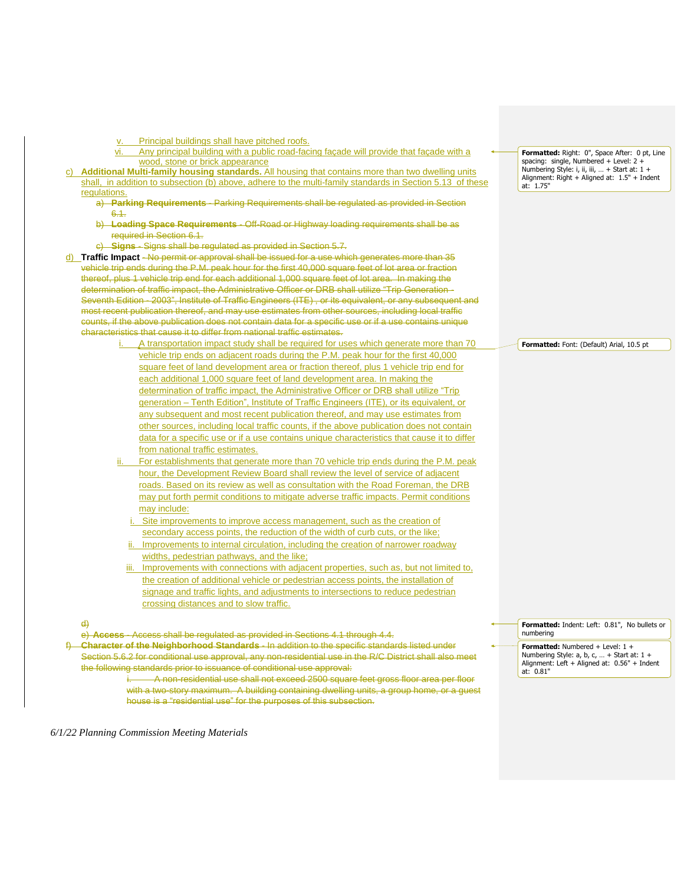v. Principal buildings shall have pitched roofs.

vi. Any principal building with a public road-facing façade will provide that façade with a wood, stone or brick appearance

c) **Additional Multi-family housing standards.** All housing that contains more than two dwelling units shall, in addition to subsection (b) above, adhere to the multi-family standards in Section 5.13 of these regulations.

a) ~~**Parking Requirements** - Parking Requirements shall be regulated as provided in Section 6.1.~~

b) ~~**Loading Space Requirements** - Off-Road or Highway loading requirements shall be as required in Section 6.1.~~

c) ~~**Signs** - Signs shall be regulated as provided in Section 5.7.~~

d) **Traffic Impact** ~~- No permit or approval shall be issued for a use which generates more than 35 vehicle trip ends during the P.M. peak hour for the first 40,000 square feet of lot area or fraction thereof, plus 1 vehicle trip end for each additional 1,000 square feet of lot area. In making the determination of traffic impact, the Administrative Officer or DRB shall utilize "Trip Generation - Seventh Edition - 2003", Institute of Traffic Engineers (ITE) , or its equivalent, or any subsequent and most recent publication thereof, and may use estimates from other sources, including local traffic counts, if the above publication does not contain data for a specific use or if a use contains unique characteristics that cause it to differ from national traffic estimates.~~

i. A transportation impact study shall be required for uses which generate more than 70 vehicle trip ends on adjacent roads during the P.M. peak hour for the first 40,000 square feet of land development area or fraction thereof, plus 1 vehicle trip end for each additional 1,000 square feet of land development area. In making the determination of traffic impact, the Administrative Officer or DRB shall utilize "Trip generation – Tenth Edition", Institute of Traffic Engineers (ITE), or its equivalent, or any subsequent and most recent publication thereof, and may use estimates from other sources, including local traffic counts, if the above publication does not contain data for a specific use or if a use contains unique characteristics that cause it to differ from national traffic estimates.

ii. For establishments that generate more than 70 vehicle trip ends during the P.M. peak hour, the Development Review Board shall review the level of service of adjacent roads. Based on its review as well as consultation with the Road Foreman, the DRB may put forth permit conditions to mitigate adverse traffic impacts. Permit conditions may include:

i. Site improvements to improve access management, such as the creation of secondary access points, the reduction of the width of curb cuts, or the like;

ii. Improvements to internal circulation, including the creation of narrower roadway widths, pedestrian pathways, and the like;

iii. Improvements with connections with adjacent properties, such as, but not limited to, the creation of additional vehicle or pedestrian access points, the installation of signage and traffic lights, and adjustments to intersections to reduce pedestrian crossing distances and to slow traffic.

~~d)~~

~~e) **Access** - Access shall be regulated as provided in Sections 4.1 through 4.4.~~

~~f) **Character of the Neighborhood Standards** - In addition to the specific standards listed under Section 5.6.2 for conditional use approval, any non-residential use in the R/C District shall also meet the following standards prior to issuance of conditional use approval:~~

~~i. A non-residential use shall not exceed 2500 square feet gross floor area per floor with a two-story maximum. A building containing dwelling units, a group home, or a guest house is a "residential use" for the purposes of this subsection.~~

**Formatted:** Right: 0", Space After: 0 pt, Line spacing: single, Numbered + Level: 2 + Numbering Style: i, ii, iii, … + Start at: 1 + Alignment: Right + Aligned at: 1.5" + Indent at: 1.75"

**Formatted:** Font: (Default) Arial, 10.5 pt

**Formatted:** Indent: Left: 0.81", No bullets or numbering

**Formatted:** Numbered + Level: 1 + Numbering Style: a, b, c, … + Start at: 1 + Alignment: Left + Aligned at: 0.56" + Indent at: 0.81"

*6/1/22 Planning Commission Meeting Materials*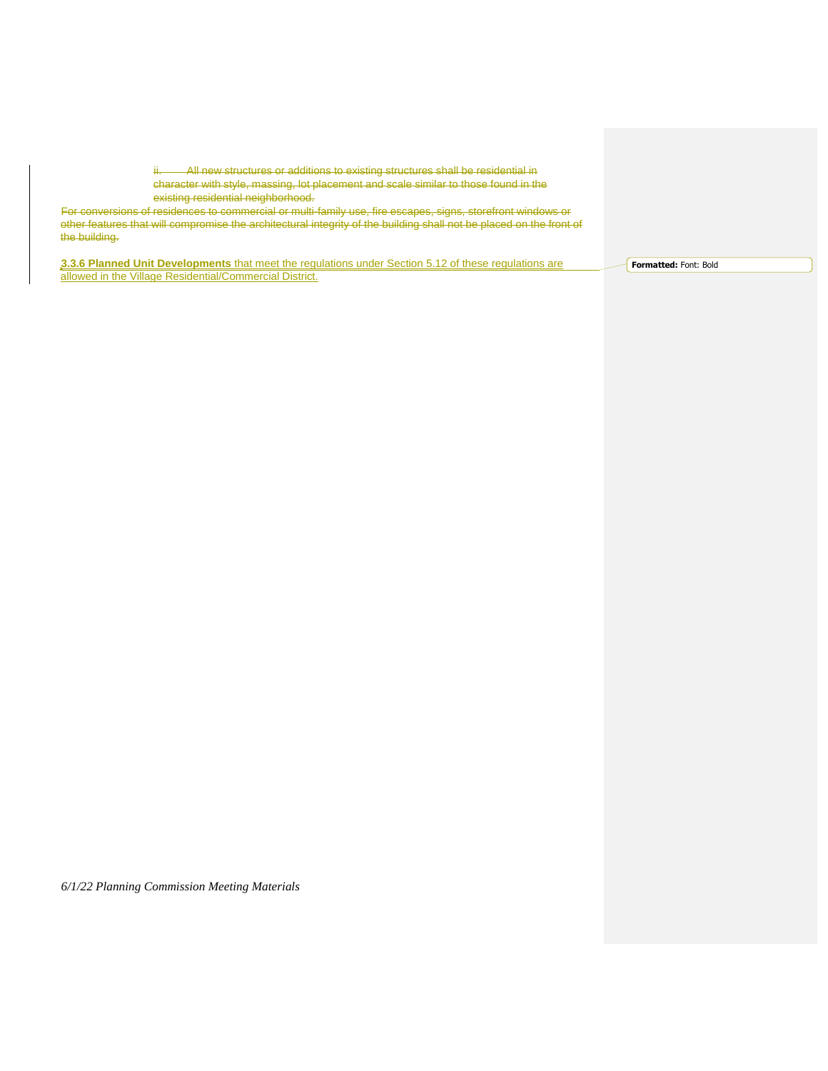ii. All new structures or additions to existing structures shall be residential in character with style, massing, lot placement and scale similar to those found in the existing residential neighborhood.

For conversions of residences to commercial or multi-family use, fire escapes, signs, storefront windows or other features that will compromise the architectural integrity of the building shall not be placed on the front of the building.

**3.3.6 Planned Unit Developments** that meet the regulations under Section 5.12 of these regulations are allowed in the Village Residential/Commercial District.

**Formatted:** Font: Bold

*6/1/22 Planning Commission Meeting Materials*